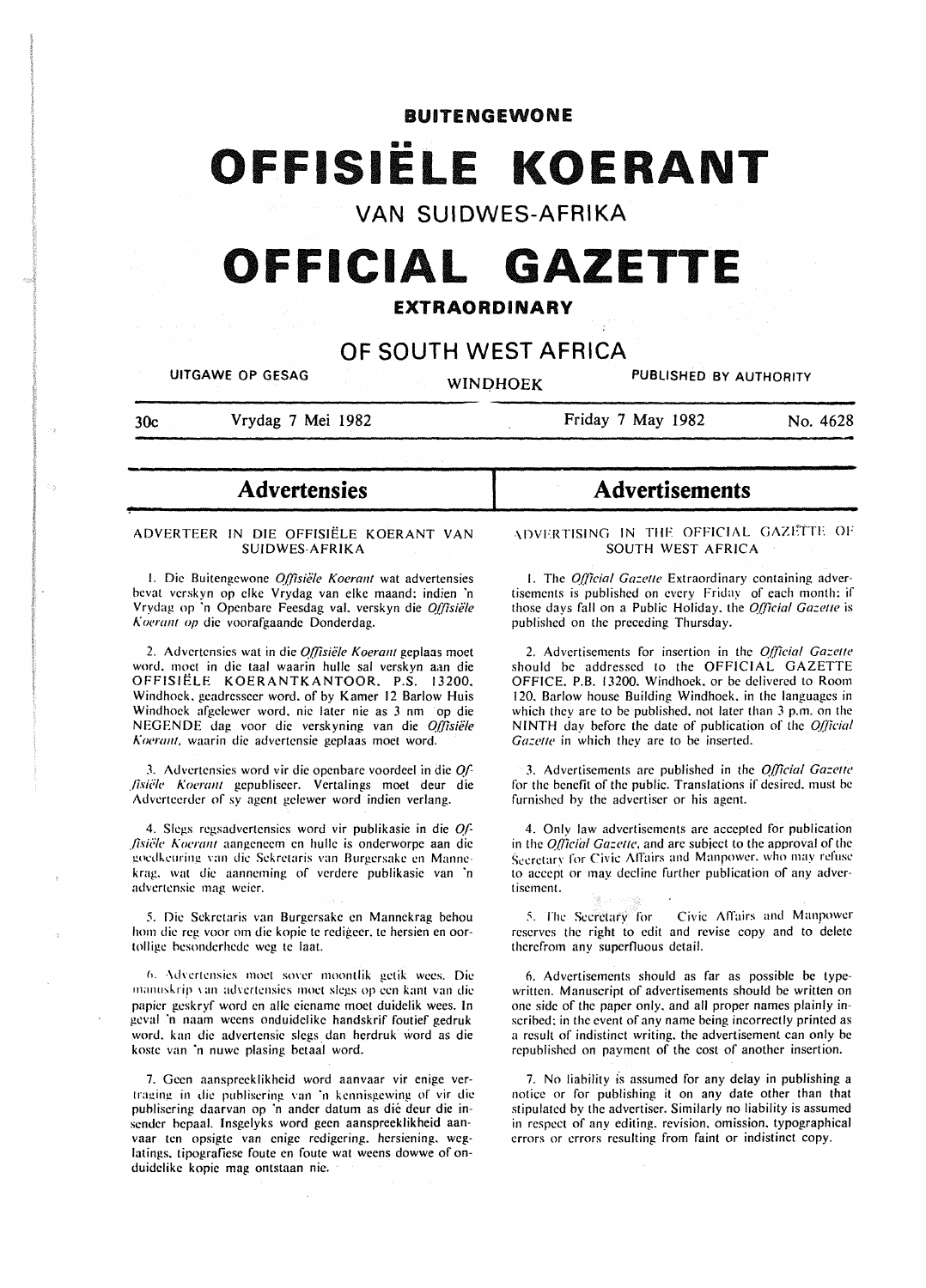# BUITENGEWONE

# OFFISIËLE KOERANT

## VAN SUIDWES-AFRIKA

# OFFICIAL GAZETTE

## EXTRAORDINARY

## OF SOUTH WEST AFRICA

UITGAWE OP GESAG — WINDHOEK — PUBLISHED BY AUTHORITY

30c — Vrydag 7 Mei 1982 — Friday 7 May 1982 — No. 4628

## Advertensies

ADVERTEER IN DIE OFFISIËLE KOERANT VAN SUIDWES-AFRIKA

1. Die Buitengewone *Offisiële Koerant* wat advertensies bevat verskyn op elke Vrydag van elke maand; indien 'n Vrydag op 'n Openbare Feesdag val, verskyn die *Offisiële Koerant op* die voorafgaande Donderdag.

2. Advertensies wat in die *Offisiële Koerant* geplaas moet word, moet in die taal waarin hulle sal verskyn aan die OFFISIËLE KOERANTKANTOOR, P.S. 13200, Windhoek, geadresseer word, of by Kamer 12 Barlow Huis Windhoek afgelewer word, nie later nie as 3 nm op die NEGENDE dag voor die verskyning van die *Offisiële Koerant*, waarin die advertensie geplaas moet word.

3. Advertensies word vir die openbare voordeel in die *Offisiële Koerant* gepubliseer. Vertalings moet deur die Adverteerder of sy agent gelewer word indien verlang.

4. Slegs regsadvertensies word vir publikasie in die *Offisiële Koerant* aangeneem en hulle is onderworpe aan die goedkeuring van die Sekretaris van Burgersake en Mannekrag, wat die aanneming of verdere publikasie van 'n advertensie mag weier.

5. Die Sekretaris van Burgersake en Mannekrag behou hom die reg voor om die kopie te redigeer, te hersien en oortollige besonderhede weg te laat.

6. Advertensies moet sover moontlik getik wees. Die manuskrip van advertensies moet slegs op een kant van die papier geskryf word en alle eiename moet duidelik wees. In geval 'n naam weens onduidelike handskrif foutief gedruk word, kan die advertensie slegs dan herdruk word as die koste van 'n nuwe plasing betaal word.

7. Geen aanspreeklikheid word aanvaar vir enige vertraging in die publisering van 'n kennisgewing of vir die publisering daarvan op 'n ander datum as dié deur die insender bepaal. Insgelyks word geen aanspreeklikheid aanvaar ten opsigte van enige redigering, hersiening, weglatings, tipografiese foute en foute wat weens dowwe of onduidelike kopie mag ontstaan nie.

## Advertisements

ADVERTISING IN THE OFFICIAL GAZETTE OF SOUTH WEST AFRICA

1. The *Official Gazette* Extraordinary containing advertisements is published on every Friday of each month; if those days fall on a Public Holiday, the *Official Gazette* is published on the preceding Thursday.

2. Advertisements for insertion in the *Official Gazette* should be addressed to the OFFICIAL GAZETTE OFFICE, P.B. 13200, Windhoek, or be delivered to Room 120, Barlow house Building Windhoek, in the languages in which they are to be published, not later than 3 p.m. on the NINTH day before the date of publication of the *Official Gazette* in which they are to be inserted.

3. Advertisements are published in the *Official Gazette* for the benefit of the public. Translations if desired, must be furnished by the advertiser or his agent.

4. Only law advertisements are accepted for publication in the *Official Gazette*, and are subject to the approval of the Secretary for Civic Affairs and Manpower, who may refuse to accept or may decline further publication of any advertisement.

5. The Secretary for Civic Affairs and Manpower reserves the right to edit and revise copy and to delete therefrom any superfluous detail.

6. Advertisements should as far as possible be typewritten. Manuscript of advertisements should be written on one side of the paper only, and all proper names plainly inscribed; in the event of any name being incorrectly printed as a result of indistinct writing, the advertisement can only be republished on payment of the cost of another insertion.

7. No liability is assumed for any delay in publishing a notice or for publishing it on any date other than that stipulated by the advertiser. Similarly no liability is assumed in respect of any editing, revision, omission, typographical errors or errors resulting from faint or indistinct copy.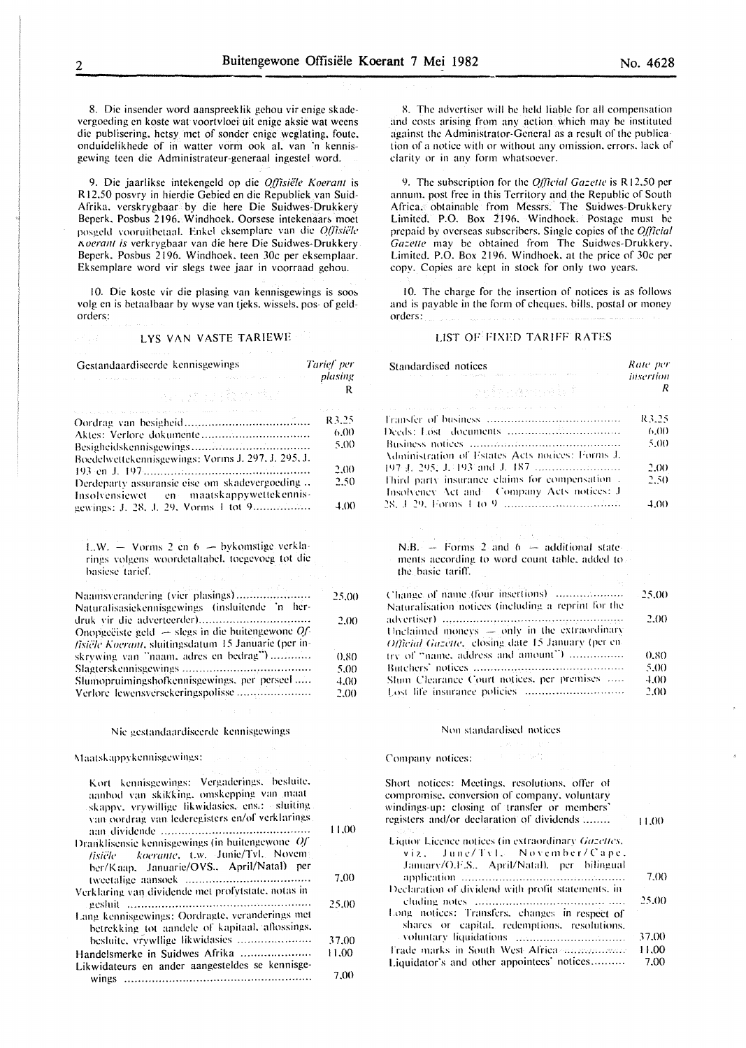8. Die insender word aanspreeklik gehou vir enige skadevergoeding en koste wat voortvloei uit enige aksie wat weens die publisering, hetsy met of sonder enige weglating, foute, onduidelikhede of in watter vorm ook al, van 'n kennisgewing teen die Administrateur-generaal ingestel word.

9. Die jaarlikse intekengeld op die *Offisiële Koerant* is R12,50 posvry in hierdie Gebied en die Republiek van Suid-Afrika, verskrygbaar by die here Die Suidwes-Drukkery Beperk, Posbus 2196, Windhoek. Oorsese intekenaars moet posgeld vooruitbetaal. Enkel eksemplare van die *Offisiële Koerant is* verkrygbaar van die here Die Suidwes-Drukkery Beperk, Posbus 2196, Windhoek, teen 30c per eksemplaar. Eksemplare word vir slegs twee jaar in voorraad gehou.

10. Die koste vir die plasing van kennisgewings is soos volg en is betaalbaar by wyse van tjeks, wissels, pos- of geldorders:

### LYS VAN VASTE TARIEWE

| Gestandaardiseerde kennisgewings | *Tarief per plasing* R |
|---|---|
| Oordrag van besigheid | R3,25 |
| Aktes: Verlore dokumente | 6,00 |
| Besigheidskennisgewings | 5,00 |
| Boedelwettekennisgewings: Vorms J. 297, J. 295, J. 193 en J. 197 | 2,00 |
| Derdeparty assuransie eise om skadevergoeding | 2,50 |
| Insolvensiewet en maatskappywettekennisgewings: J. 28, J. 29, Vorms 1 tot 9 | 4,00 |

L.W. — Vorms 2 en 6 — bykomstige verklarings volgens woordetaltabel, toegevoeg tot die basiese tarief.

| | |
|---|---|
| Naamsverandering (vier plasings) | 25,00 |
| Naturalisasiekennisgewings (insluitende 'n herdruk vir die adverteerder) | 2,00 |
| Onopgeëiste geld — slegs in die buitengewone *Offisiële Koerant*, sluitingsdatum 15 Januarie (per inskrywing van "naam, adres en bedrag") | 0,80 |
| Slagterskennisgewings | 5,00 |
| Slumopruimingshofkennisgewings, per perseel | 4,00 |
| Verlore lewensversekeringspolisse | 2,00 |

Nie gestandaardiseerde kennisgewings

Maatskappykennisgewings:

| | |
|---|---|
| Kort kennisgewings: Vergaderings, besluite, aanbod van skikking, omskepping van maatskappy, vrywillige likwidasies, ens.: sluiting van oordrag van lederegisters en/of verklarings aan dividende | 11,00 |
| Dranklisensie kennisgewings (in buitengewone *Offisiële koerante*, t.w. Junie/Tvl. November/Kaap, Januarie/OVS., April/Natal) per tweetalige aansoek | 7,00 |
| Verklaring van dividende met profytstate, notas ingesluit | 25,00 |
| Lang kennisgewings: Oordragte, veranderings met betrekking tot aandele of kapitaal, aflossings, besluite, vrywillige likwidasies | 37,00 |
| Handelsmerke in Suidwes Afrika | 11,00 |
| Likwidateurs en ander aangesteldes se kennisgewings | 7,00 |

8. The advertiser will be held liable for all compensation and costs arising from any action which may be instituted against the Administrator-General as a result of the publication of a notice with or without any omission, errors, lack of clarity or in any form whatsoever.

9. The subscription for the *Official Gazette* is R12,50 per annum, post free in this Territory and the Republic of South Africa, obtainable from Messrs. The Suidwes-Drukkery Limited, P.O. Box 2196, Windhoek. Postage must be prepaid by overseas subscribers. Single copies of the *Official Gazette* may be obtained from The Suidwes-Drukkery, Limited, P.O. Box 2196, Windhoek, at the price of 30c per copy. Copies are kept in stock for only two years.

10. The charge for the insertion of notices is as follows and is payable in the form of cheques, bills, postal or money orders:

### LIST OF FIXED TARIFF RATES

| Standardised notices | *Rate per insertion* R |
|---|---|
| Transfer of business | R3,25 |
| Deeds: Lost documents | 6,00 |
| Business notices | 5,00 |
| Administration of Estates Acts notices: Forms J. 197 J. 295, J. 193 and J. 187 | 2,00 |
| Third party insurance claims for compensation | 2,50 |
| Insolvency Act and Company Acts notices: J 28, J 29, Forms 1 to 9 | 4,00 |

N.B. — Forms 2 and 6 — additional statements according to word count table, added to the basic tariff.

| | |
|---|---|
| Change of name (four insertions) | 25,00 |
| Naturalisation notices (including a reprint for the advertiser) | 2,00 |
| Unclaimed moneys — only in the extraordinary *Official Gazette*, closing date 15 January (per entry of "name, address and amount") | 0,80 |
| Butchers' notices | 5,00 |
| Slum Clearance Court notices, per premises | 4,00 |
| Lost life insurance policies | 2,00 |

Non standardised notices

Company notices:

| | |
|---|---|
| Short notices: Meetings, resolutions, offer of compromise, conversion of company, voluntary windings-up: closing of transfer or members' registers and/or declaration of dividends | 11,00 |
| Liquor Licence notices (in extraordinary *Gazettes*, viz. June/Tvl. November/Cape, January/O.F.S., April/Natal), per bilingual application | 7,00 |
| Declaration of dividend with profit statements, including notes | 25,00 |
| Long notices: Transfers, changes in respect of shares or capital, redemptions, resolutions, voluntary liquidations | 37,00 |
| Trade marks in South West Africa | 11,00 |
| Liquidator's and other appointees' notices | 7,00 |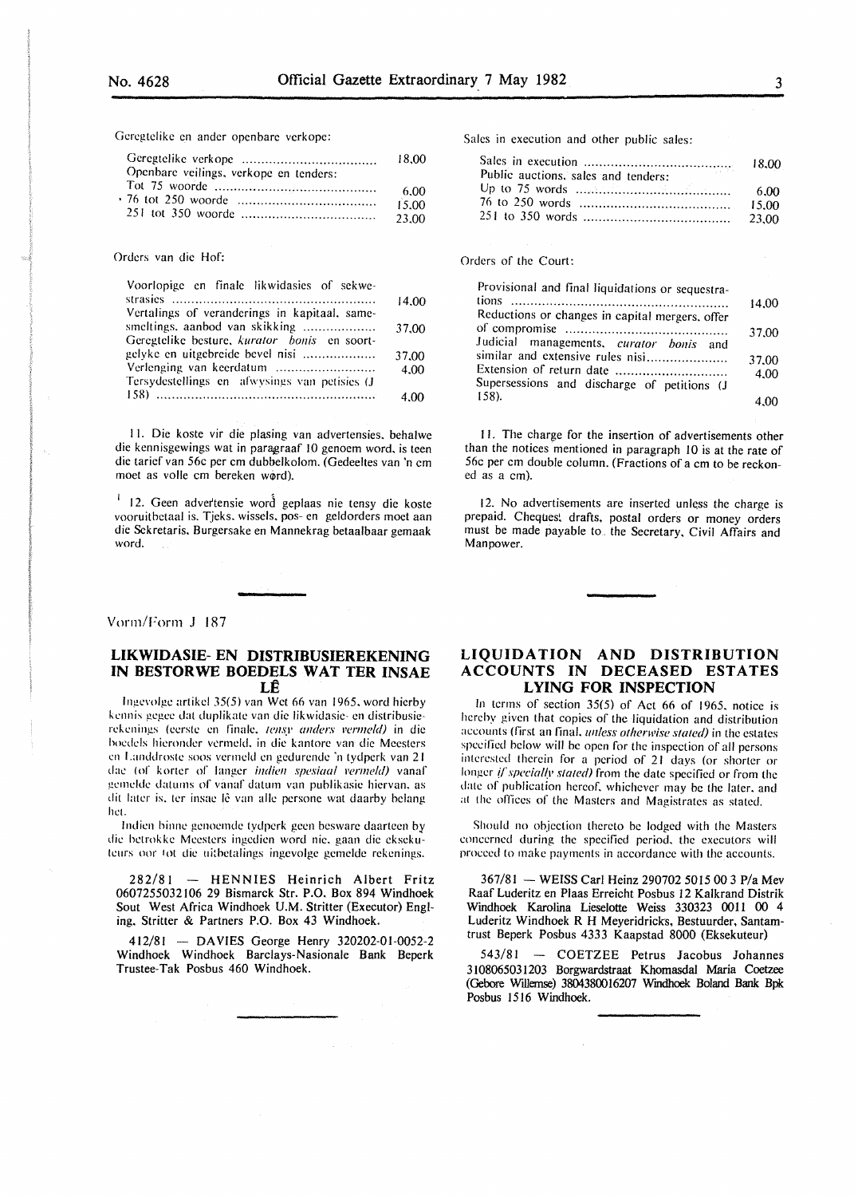Geregtelike en ander openbare verkope:

| | |
|---|---|
| Geregtelike verkope | 18,00 |
| Openbare veilings, verkope en tenders: | |
| Tot 75 woorde | 6,00 |
| 76 tot 250 woorde | 15,00 |
| 251 tot 350 woorde | 23,00 |

Orders van die Hof:

| | |
|---|---|
| Voorlopige en finale likwidasies of sekwestrasies | 14,00 |
| Vertalings of veranderings in kapitaal, samesmeltings, aanbod van skikking | 37,00 |
| Geregtelike besture, *kurator bonis* en soortgelyke en uitgebreide bevel nisi | 37,00 |
| Verlenging van keerdatum | 4,00 |
| Tersydestellings en afwysings van petisies (J 158) | 4,00 |

11. Die koste vir die plasing van advertensies, behalwe die kennisgewings wat in paragraaf 10 genoem word, is teen die tarief van 56c per cm dubbelkolom. (Gedeeltes van 'n cm moet as volle cm bereken word).

12. Geen advertensie word geplaas nie tensy die koste vooruitbetaal is. Tjeks, wissels, pos- en geldorders moet aan die Sekretaris, Burgersake en Mannekrag betaalbaar gemaak word.

Sales in execution and other public sales:

| | |
|---|---|
| Sales in execution | 18,00 |
| Public auctions, sales and tenders: | |
| Up to 75 words | 6,00 |
| 76 to 250 words | 15,00 |
| 251 to 350 words | 23,00 |

Orders of the Court:

| | |
|---|---|
| Provisional and final liquidations or sequestrations | 14,00 |
| Reductions or changes in capital mergers, offer of compromise | 37,00 |
| Judicial managements, *curator bonis* and similar and extensive rules nisi | 37,00 |
| Extension of return date | 4,00 |
| Supersessions and discharge of petitions (J 158). | 4,00 |

11. The charge for the insertion of advertisements other than the notices mentioned in paragraph 10 is at the rate of 56c per cm double column. (Fractions of a cm to be reckoned as a cm).

12. No advertisements are inserted unless the charge is prepaid. Cheques, drafts, postal orders or money orders must be made payable to the Secretary, Civil Affairs and Manpower.

Vorm/Form J 187

## LIKWIDASIE- EN DISTRIBUSIEREKENING IN BESTORWE BOEDELS WAT TER INSAE LÊ

Ingevolge artikel 35(5) van Wet 66 van 1965, word hierby kennis gegee dat duplikate van die likwidasie- en distribusierekenings (eerste en finale, *tensy anders vermeld*) in die boedels hieronder vermeld, in die kantore van die Meesters en Landdroste soos vermeld en gedurende 'n tydperk van 21 dae (of korter of langer *indien spesiaal vermeld*) vanaf gemelde datums of vanaf datum van publikasie hiervan, as dit later is, ter insae lê van alle persone wat daarby belang het.

Indien binne genoemde tydperk geen besware daarteen by die betrokke Meesters ingedien word nie, gaan die eksekuteurs oor tot die uitbetalings ingevolge gemelde rekenings.

282/81 — HENNIES Heinrich Albert Fritz 0607255032106 29 Bismarck Str. P.O. Box 894 Windhoek Sout West Africa Windhoek U.M. Stritter (Executor) Engling, Stritter & Partners P.O. Box 43 Windhoek.

412/81 — DAVIES George Henry 320202-01-0052-2 Windhoek Windhoek Barclays-Nasionale Bank Beperk Trustee-Tak Posbus 460 Windhoek.

## LIQUIDATION AND DISTRIBUTION ACCOUNTS IN DECEASED ESTATES LYING FOR INSPECTION

In terms of section 35(5) of Act 66 of 1965, notice is hereby given that copies of the liquidation and distribution accounts (first an final, *unless otherwise stated*) in the estates specified below will be open for the inspection of all persons interested therein for a period of 21 days (or shorter or longer *if specially stated*) from the date specified or from the date of publication hereof, whichever may be the later, and at the offices of the Masters and Magistrates as stated.

Should no objection thereto be lodged with the Masters concerned during the specified period, the executors will proceed to make payments in accordance with the accounts.

367/81 — WEISS Carl Heinz 290702 5015 00 3 P/a Mev Raaf Luderitz en Plaas Erreicht Posbus 12 Kalkrand Distrik Windhoek Karolina Lieselotte Weiss 330323 0011 00 4 Luderitz Windhoek R H Meyeridricks, Bestuurder, Santamtrust Beperk Posbus 4333 Kaapstad 8000 (Eksekuteur)

543/81 — COETZEE Petrus Jacobus Johannes 3108065031203 Borgwardstraat Khomasdal Maria Coetzee (Gebore Willemse) 3804380016207 Windhoek Boland Bank Bpk Posbus 1516 Windhoek.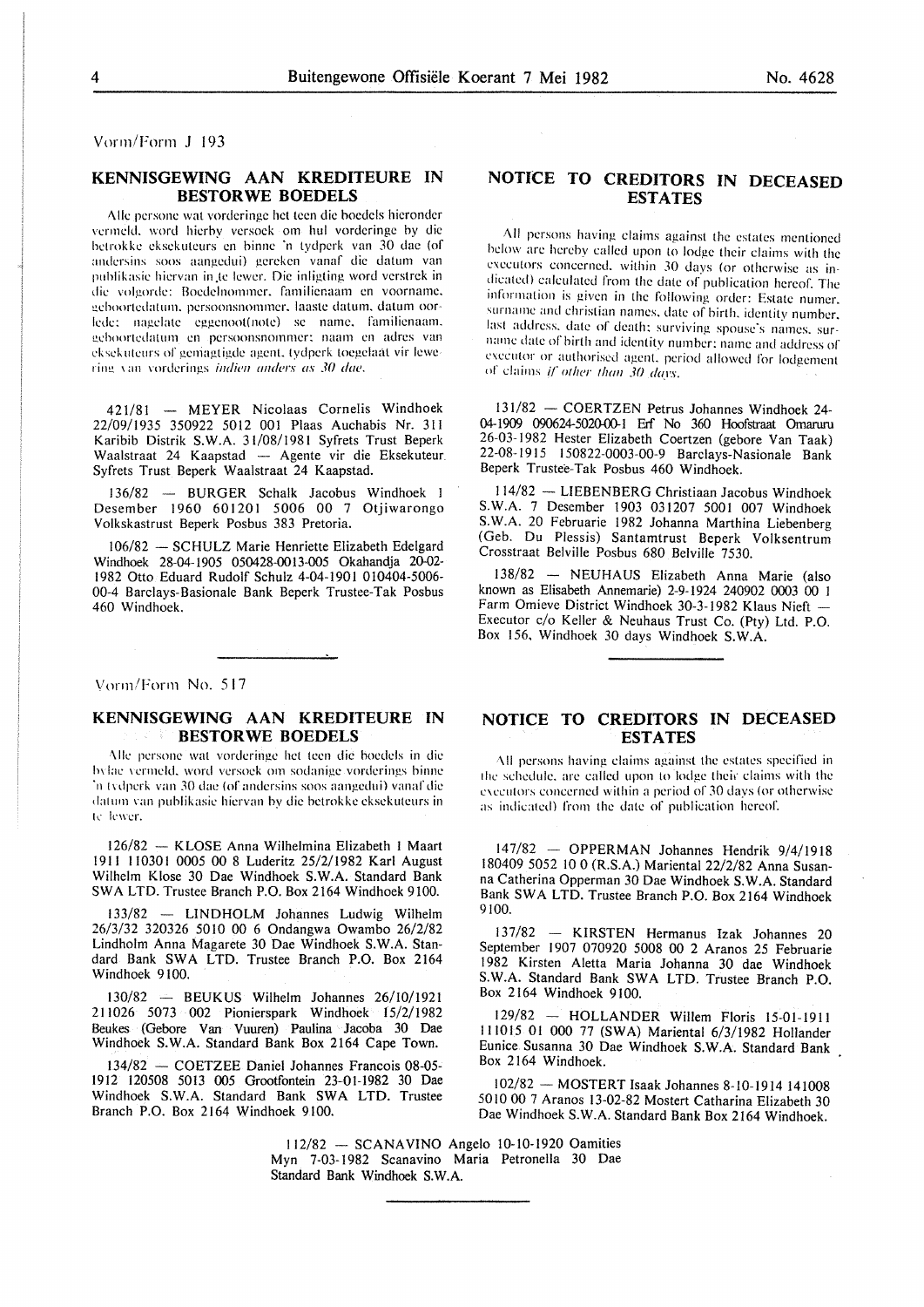Vorm/Form J 193

## KENNISGEWING AAN KREDITEURE IN BESTORWE BOEDELS

Alle persone wat vorderinge het teen die boedels hieronder vermeld, word hierby versoek om hul vorderinge by die betrokke eksekuteurs en binne 'n tydperk van 30 dae (of andersins soos aangedui) gereken vanaf die datum van publikasie hiervan in te lewer. Die inligting word verstrek in die volgorde: Boedelnommer, familienaam en voorname, geboortedatum, persoonsnommer, laaste datum, datum oorlede; nagelate eggenoot(note) se name, familienaam, geboortedatum en persoonsnommer; naam en adres van eksekuteurs of gemagtigde agent, tydperk toegelaat vir lewering van vorderings *indien anders as 30 dae*.

421/81 — MEYER Nicolaas Cornelis Windhoek 22/09/1935 350922 5012 001 Plaas Auchabis Nr. 311 Karibib Distrik S.W.A. 31/08/1981 Syfrets Trust Beperk Waalstraat 24 Kaapstad — Agente vir die Eksekuteur Syfrets Trust Beperk Waalstraat 24 Kaapstad.

136/82 — BURGER Schalk Jacobus Windhoek 1 Desember 1960 601201 5006 00 7 Otjiwarongo Volkskastrust Beperk Posbus 383 Pretoria.

106/82 — SCHULZ Marie Henriette Elizabeth Edelgard Windhoek 28-04-1905 050428-0013-005 Okahandja 20-02-1982 Otto Eduard Rudolf Schulz 4-04-1901 010404-5006-00-4 Barclays-Basionale Bank Beperk Trustee-Tak Posbus 460 Windhoek.

## NOTICE TO CREDITORS IN DECEASED ESTATES

All persons having claims against the estates mentioned below are hereby called upon to lodge their claims with the executors concerned, within 30 days (or otherwise as indicated) calculated from the date of publication hereof. The information is given in the following order: Estate numer, surname and christian names, date of birth, identity number, last address, date of death; surviving spouse's names, surname date of birth and identity number; name and address of executor or authorised agent, period allowed for lodgement of claims *if other than 30 days*.

131/82 — COERTZEN Petrus Johannes Windhoek 24-04-1909 090624-5020-00-1 Erf No 360 Hoofstraat Omaruru 26-03-1982 Hester Elizabeth Coertzen (gebore Van Taak) 22-08-1915 150822-0003-00-9 Barclays-Nasionale Bank Beperk Trustee-Tak Posbus 460 Windhoek.

114/82 — LIEBENBERG Christiaan Jacobus Windhoek S.W.A. 7 Desember 1903 031207 5001 007 Windhoek S.W.A. 20 Februarie 1982 Johanna Marthina Liebenberg (Geb. Du Plessis) Santamtrust Beperk Volksentrum Crosstraat Belville Posbus 680 Belville 7530.

138/82 — NEUHAUS Elizabeth Anna Marie (also known as Elisabeth Annemarie) 2-9-1924 240902 0003 00 1 Farm Omieve District Windhoek 30-3-1982 Klaus Nieft — Executor c/o Keller & Neuhaus Trust Co. (Pty) Ltd. P.O. Box 156, Windhoek 30 days Windhoek S.W.A.

Vorm/Form No. 517

## KENNISGEWING AAN KREDITEURE IN BESTORWE BOEDELS

Alle persone wat vorderinge het teen die boedels in die bylae vermeld, word versoek om sodanige vorderings binne 'n tydperk van 30 dae (of andersins soos aangedui) vanaf die datum van publikasie hiervan by die betrokke eksekuteurs in te lewer.

126/82 — KLOSE Anna Wilhelmina Elizabeth 1 Maart 1911 110301 0005 00 8 Luderitz 25/2/1982 Karl August Wilhelm Klose 30 Dae Windhoek S.W.A. Standard Bank SWA LTD. Trustee Branch P.O. Box 2164 Windhoek 9100.

133/82 — LINDHOLM Johannes Ludwig Wilhelm 26/3/32 320326 5010 00 6 Ondangwa Owambo 26/2/82 Lindholm Anna Magarete 30 Dae Windhoek S.W.A. Standard Bank SWA LTD. Trustee Branch P.O. Box 2164 Windhoek 9100.

130/82 — BEUKUS Wilhelm Johannes 26/10/1921 211026 5073 002 Pionierspark Windhoek 15/2/1982 Beukes (Gebore Van Vuuren) Paulina Jacoba 30 Dae Windhoek S.W.A. Standard Bank Box 2164 Cape Town.

134/82 — COETZEE Daniel Johannes Francois 08-05-1912 120508 5013 005 Grootfontein 23-01-1982 30 Dae Windhoek S.W.A. Standard Bank SWA LTD. Trustee Branch P.O. Box 2164 Windhoek 9100.

## NOTICE TO CREDITORS IN DECEASED ESTATES

All persons having claims against the estates specified in the schedule, are called upon to lodge their claims with the executors concerned within a period of 30 days (or otherwise as indicated) from the date of publication hereof.

147/82 — OPPERMAN Johannes Hendrik 9/4/1918 180409 5052 10 0 (R.S.A.) Mariental 22/2/82 Anna Susanna Catherina Opperman 30 Dae Windhoek S.W.A. Standard Bank SWA LTD. Trustee Branch P.O. Box 2164 Windhoek 9100.

137/82 — KIRSTEN Hermanus Izak Johannes 20 September 1907 070920 5008 00 2 Aranos 25 Februarie 1982 Kirsten Aletta Maria Johanna 30 dae Windhoek S.W.A. Standard Bank SWA LTD. Trustee Branch P.O. Box 2164 Windhoek 9100.

129/82 — HOLLANDER Willem Floris 15-01-1911 111015 01 000 77 (SWA) Mariental 6/3/1982 Hollander Eunice Susanna 30 Dae Windhoek S.W.A. Standard Bank Box 2164 Windhoek.

102/82 — MOSTERT Isaak Johannes 8-10-1914 141008 5010 00 7 Aranos 13-02-82 Mostert Catharina Elizabeth 30 Dae Windhoek S.W.A. Standard Bank Box 2164 Windhoek.

112/82 — SCANAVINO Angelo 10-10-1920 Oamities Myn 7-03-1982 Scanavino Maria Petronella 30 Dae Standard Bank Windhoek S.W.A.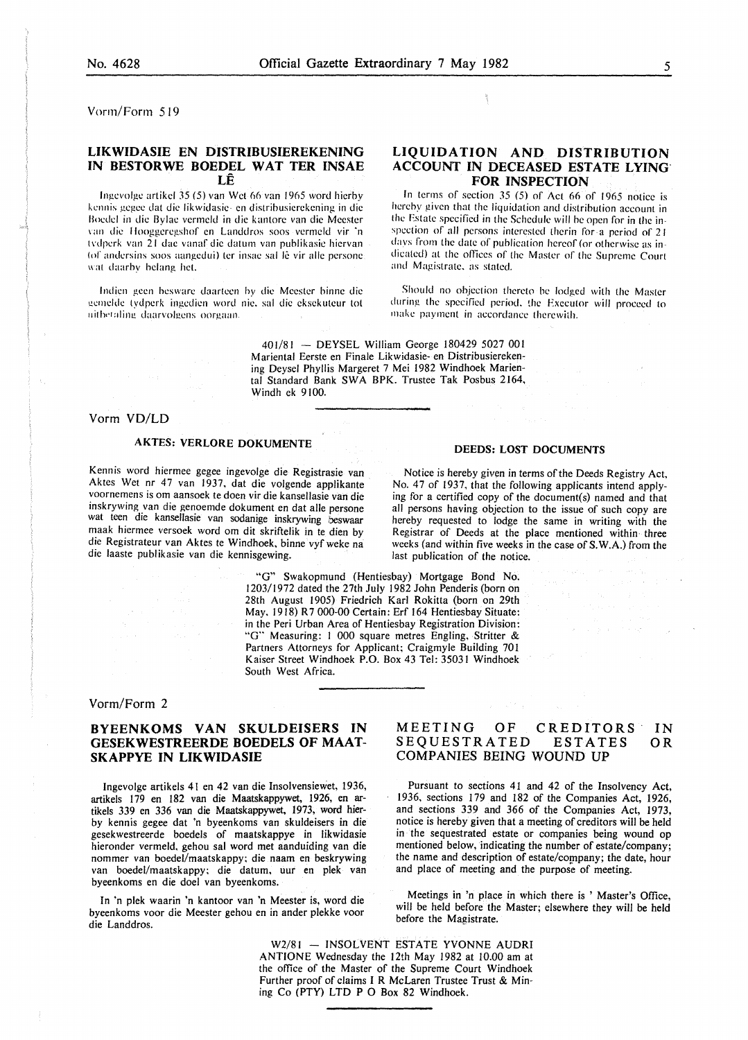Vorm/Form 519

## LIKWIDASIE EN DISTRIBUSIEREKENING IN BESTORWE BOEDEL WAT TER INSAE LÊ

Ingevolge artikel 35 (5) van Wet 66 van 1965 word hierby kennis gegee dat die likwidasie- en distribusierekening in die Boedel in die Bylae vermeld in die kantore van die Meester van die Hooggeregshof en Landdros soos vermeld vir 'n tydperk van 21 dae vanaf die datum van publikasie hiervan (of andersins soos aangedui) ter insae sal lê vir alle persone wat daarby belang het.

Indien geen besware daarteen by die Meester binne die gemelde tydperk ingedien word nie, sal die eksekuteur tot uitbetaling daarvolgens oorgaan.

## LIQUIDATION AND DISTRIBUTION ACCOUNT IN DECEASED ESTATE LYING FOR INSPECTION

In terms of section 35 (5) of Act 66 of 1965 notice is hereby given that the liquidation and distribution account in the Estate specified in the Schedule will be open for in the inspection of all persons interested therin for a period of 21 days from the date of publication hereof (or otherwise as indicated) at the offices of the Master of the Supreme Court and Magistrate, as stated.

Should no objection thereto be lodged with the Master during the specified period, the Executor will proceed to make payment in accordance therewith.

401/81 — DEYSEL William George 180429 5027 001 Mariental Eerste en Finale Likwidasie- en Distribusierekening Deysel Phyllis Margeret 7 Mei 1982 Windhoek Mariental Standard Bank SWA BPK. Trustee Tak Posbus 2164, Windh ek 9100.

---

Vorm VD/LD

### AKTES: VERLORE DOKUMENTE

Kennis word hiermee gegee ingevolge die Registrasie van Aktes Wet nr 47 van 1937, dat die volgende applikante voornemens is om aansoek te doen vir die kansellasie van die inskrywing van die genoemde dokument en dat alle persone wat teen die kansellasie van sodanige inskrywing beswaar maak hiermee versoek word om dit skriftelik in te dien by die Registrateur van Aktes te Windhoek, binne vyf weke na die laaste publikasie van die kennisgewing.

### DEEDS: LOST DOCUMENTS

Notice is hereby given in terms of the Deeds Registry Act, No. 47 of 1937, that the following applicants intend applying for a certified copy of the document(s) named and that all persons having objection to the issue of such copy are hereby requested to lodge the same in writing with the Registrar of Deeds at the place mentioned within three weeks (and within five weeks in the case of S.W.A.) from the last publication of the notice.

"G" Swakopmund (Hentiesbay) Mortgage Bond No. 1203/1972 dated the 27th July 1982 John Penderis (born on 28th August 1905) Friedrich Karl Rokitta (born on 29th May, 1918) R7 000-00 Certain: Erf 164 Hentiesbay Situate: in the Peri Urban Area of Hentiesbay Registration Division: "G" Measuring: 1 000 square metres Engling, Stritter & Partners Attorneys for Applicant; Craigmyle Building 701 Kaiser Street Windhoek P.O. Box 43 Tel: 35031 Windhoek South West Africa.

---

Vorm/Form 2

## BYEENKOMS VAN SKULDEISERS IN GESEKWESTREERDE BOEDELS OF MAATSKAPPYE IN LIKWIDASIE

Ingevolge artikels 41 en 42 van die Insolvensiewet, 1936, artikels 179 en 182 van die Maatskappywet, 1926, en artikels 339 en 336 van die Maatskappywet, 1973, word hierby kennis gegee dat 'n byeenkoms van skuldeisers in die gesekwestreerde boedels of maatskappye in likwidasie hieronder vermeld, gehou sal word met aanduiding van die nommer van boedel/maatskappy; die naam en beskrywing van boedel/maatskappy; die datum, uur en plek van byeenkoms en die doel van byeenkoms.

In 'n plek waarin 'n kantoor van 'n Meester is, word die byeenkoms voor die Meester gehou en in ander plekke voor die Landdros.

## MEETING OF CREDITORS IN SEQUESTRATED ESTATES OR COMPANIES BEING WOUND UP

Pursuant to sections 41 and 42 of the Insolvency Act, 1936, sections 179 and 182 of the Companies Act, 1926, and sections 339 and 366 of the Companies Act, 1973, notice is hereby given that a meeting of creditors will be held in the sequestrated estate or companies being wound op mentioned below, indicating the number of estate/company; the name and description of estate/company; the date, hour and place of meeting and the purpose of meeting.

Meetings in 'n place in which there is ' Master's Office, will be held before the Master; elsewhere they will be held before the Magistrate.

W2/81 — INSOLVENT ESTATE YVONNE AUDRI ANTIONE Wednesday the 12th May 1982 at 10.00 am at the office of the Master of the Supreme Court Windhoek Further proof of claims I R McLaren Trustee Trust & Mining Co (PTY) LTD P O Box 82 Windhoek.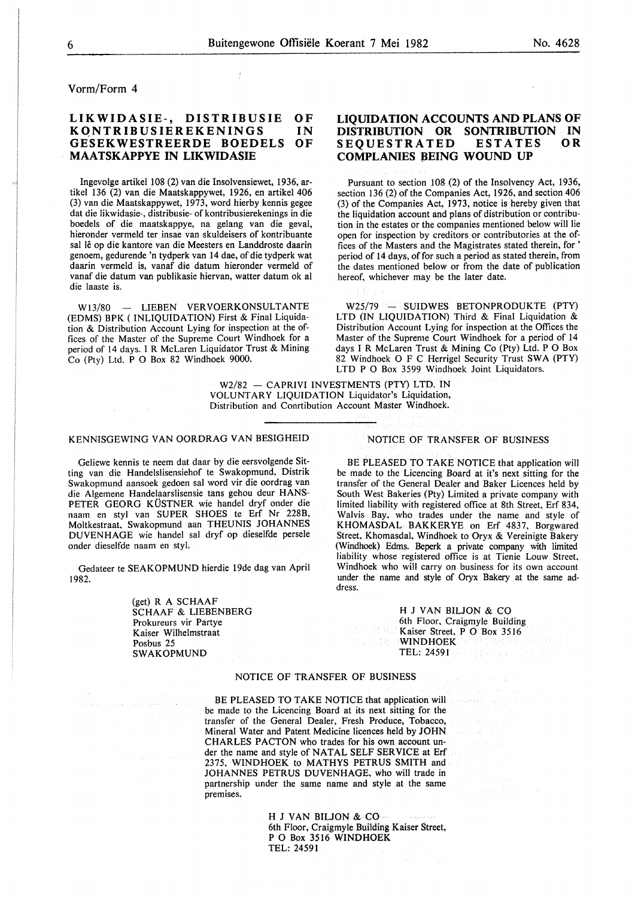Vorm/Form 4

## LIKWIDASIE-, DISTRIBUSIE OF KONTRIBUSIEREKENINGS IN GESEKWESTREERDE BOEDELS OF MAATSKAPPYE IN LIKWIDASIE

Ingevolge artikel 108 (2) van die Insolvensiewet, 1936, artikel 136 (2) van die Maatskappywet, 1926, en artikel 406 (3) van die Maatskappywet, 1973, word hierby kennis gegee dat die likwidasie-, distribusie- of kontribusierekenings in die boedels of die maatskappye, na gelang van die geval, hieronder vermeld ter insae van skuldeisers of kontribuante sal lê op die kantore van die Meesters en Landdroste daarin genoem, gedurende 'n tydperk van 14 dae, of die tydperk wat daarin vermeld is, vanaf die datum hieronder vermeld of vanaf die datum van publikasie hiervan, watter datum ok al die laaste is.

W13/80 — LIEBEN VERVOERKONSULTANTE (EDMS) BPK ( INLIQUIDATION) First & Final Liquidation & Distribution Account Lying for inspection at the offices of the Master of the Supreme Court Windhoek for a period of 14 days. I R McLaren Liquidator Trust & Mining Co (Pty) Ltd. P O Box 82 Windhoek 9000.

## LIQUIDATION ACCOUNTS AND PLANS OF DISTRIBUTION OR SONTRIBUTION IN SEQUESTRATED ESTATES OR COMPLANIES BEING WOUND UP

Pursuant to section 108 (2) of the Insolvency Act, 1936, section 136 (2) of the Companies Act, 1926, and section 406 (3) of the Companies Act, 1973, notice is hereby given that the liquidation account and plans of distribution or contribution in the estates or the companies mentioned below will lie open for inspection by creditors or contributories at the offices of the Masters and the Magistrates stated therein, for ' period of 14 days, of for such a period as stated therein, from the dates mentioned below or from the date of publication hereof, whichever may be the later date.

W25/79 — SUIDWES BETONPRODUKTE (PTY) LTD (IN LIQUIDATION) Third & Final Liquidation & Distribution Account Lying for inspection at the Offices the Master of the Supreme Court Windhoek for a period of 14 days I R McLaren Trust & Mining Co (Pty) Ltd. P O Box 82 Windhoek O F C Herrigel Security Trust SWA (PTY) LTD P O Box 3599 Windhoek Joint Liquidators.

W2/82 — CAPRIVI INVESTMENTS (PTY) LTD. IN VOLUNTARY LIQUIDATION Liquidator's Liquidation, Distribution and Conrtibution Account Master Windhoek.

---

### KENNISGEWING VAN OORDRAG VAN BESIGHEID

Geliewe kennis te neem dat daar by die eersvolgende Sitting van die Handelslisensiehof te Swakopmund, Distrik Swakopmund aansoek gedoen sal word vir die oordrag van die Algemene Handelaarslisensie tans gehou deur HANS-PETER GEORG KÜSTNER wie handel dryf onder die naam en styl van SUPER SHOES te Erf Nr 228B, Moltkestraat, Swakopmund aan THEUNIS JOHANNES DUVENHAGE wie handel sal dryf op dieselfde persele onder dieselfde naam en styl.

Gedateer te SEAKOPMUND hierdie 19de dag van April 1982.

(get) R A SCHAAF
SCHAAF & LIEBENBERG
Prokureurs vir Partye
Kaiser Wilhelmstraat
Posbus 25
SWAKOPMUND

### NOTICE OF TRANSFER OF BUSINESS

BE PLEASED TO TAKE NOTICE that application will be made to the Licencing Board at it's next sitting for the transfer of the General Dealer and Baker Licences held by South West Bakeries (Pty) Limited a private company with limited liability with registered office at 8th Street, Erf 834, Walvis Bay, who trades under the name and style of KHOMASDAL BAKKERYE on Erf 4837, Borgwared Street, Khomasdal, Windhoek to Oryx & Vereinigte Bakery (Windhoek) Edms. Beperk a private company with limited liability whose registered office is at Tienie Louw Street, Windhoek who will carry on business for its own account under the name and style of Oryx Bakery at the same address.

H J VAN BILJON & CO
6th Floor, Craigmyle Building
Kaiser Street, P O Box 3516
WINDHOEK
TEL: 24591

### NOTICE OF TRANSFER OF BUSINESS

BE PLEASED TO TAKE NOTICE that application will be made to the Licencing Board at its next sitting for the transfer of the General Dealer, Fresh Produce, Tobacco, Mineral Water and Patent Medicine licences held by JOHN CHARLES PACTON who trades for his own account under the name and style of NATAL SELF SERVICE at Erf 2375, WINDHOEK to MATHYS PETRUS SMITH and JOHANNES PETRUS DUVENHAGE, who will trade in partnership under the same name and style at the same premises.

H J VAN BILJON & CO
6th Floor, Craigmyle Building Kaiser Street,
P O Box 3516 WINDHOEK
TEL: 24591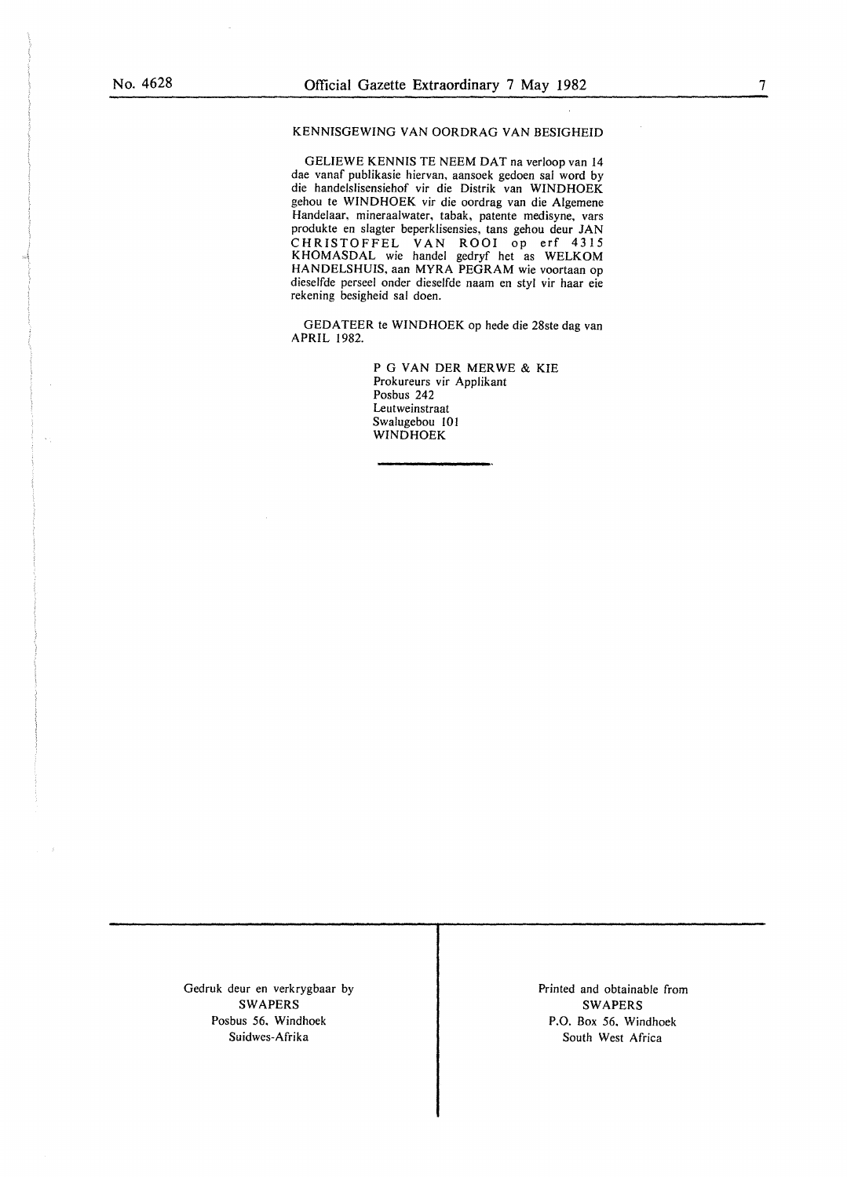KENNISGEWING VAN OORDRAG VAN BESIGHEID

GELIEWE KENNIS TE NEEM DAT na verloop van 14 dae vanaf publikasie hiervan, aansoek gedoen sal word by die handelslisensiehof vir die Distrik van WINDHOEK gehou te WINDHOEK vir die oordrag van die Algemene Handelaar, mineraalwater, tabak, patente medisyne, vars produkte en slagter beperklisensies, tans gehou deur JAN CHRISTOFFEL VAN ROOI op erf 4315 KHOMASDAL wie handel gedryf het as WELKOM HANDELSHUIS, aan MYRA PEGRAM wie voortaan op dieselfde perseel onder dieselfde naam en styl vir haar eie rekening besigheid sal doen.

GEDATEER te WINDHOEK op hede die 28ste dag van APRIL 1982.

P G VAN DER MERWE & KIE
Prokureurs vir Applikant
Posbus 242
Leutweinstraat
Swalugebou 101
WINDHOEK

---

Gedruk deur en verkrygbaar by
SWAPERS
Posbus 56, Windhoek
Suidwes-Afrika

Printed and obtainable from
SWAPERS
P.O. Box 56, Windhoek
South West Africa